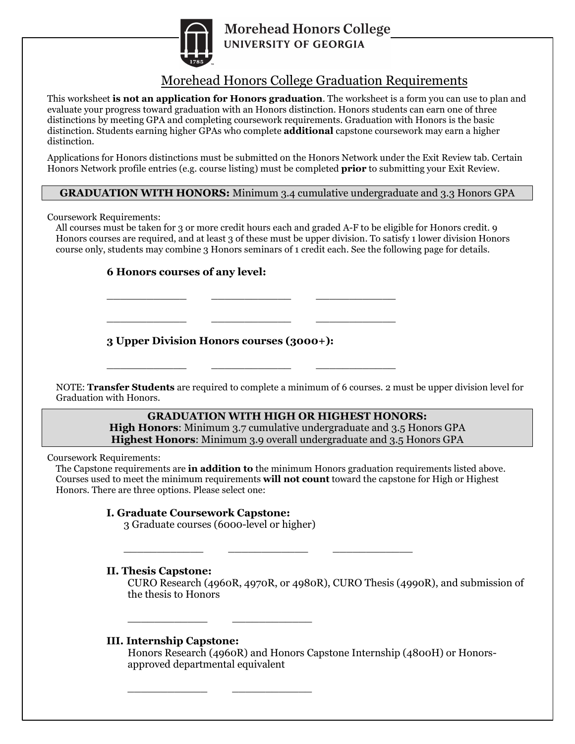Morehead Honors College
UNIVERSITY OF GEORGIA

# Morehead Honors College Graduation Requirements

This worksheet **is not an application for Honors graduation**. The worksheet is a form you can use to plan and evaluate your progress toward graduation with an Honors distinction. Honors students can earn one of three distinctions by meeting GPA and completing coursework requirements. Graduation with Honors is the basic distinction. Students earning higher GPAs who complete **additional** capstone coursework may earn a higher distinction.

Applications for Honors distinctions must be submitted on the Honors Network under the Exit Review tab. Certain Honors Network profile entries (e.g. course listing) must be completed **prior** to submitting your Exit Review.

## GRADUATION WITH HONORS: Minimum 3.4 cumulative undergraduate and 3.3 Honors GPA

Coursework Requirements:

All courses must be taken for 3 or more credit hours each and graded A-F to be eligible for Honors credit. 9 Honors courses are required, and at least 3 of these must be upper division. To satisfy 1 lower division Honors course only, students may combine 3 Honors seminars of 1 credit each. See the following page for details.

**6 Honors courses of any level:**

\_\_\_\_\_\_\_\_\_\_\_\_\_ \_\_\_\_\_\_\_\_\_\_\_\_\_ \_\_\_\_\_\_\_\_\_\_\_\_\_

\_\_\_\_\_\_\_\_\_\_\_\_\_ \_\_\_\_\_\_\_\_\_\_\_\_\_ \_\_\_\_\_\_\_\_\_\_\_\_\_

**3 Upper Division Honors courses (3000+):**

\_\_\_\_\_\_\_\_\_\_\_\_\_ \_\_\_\_\_\_\_\_\_\_\_\_\_ \_\_\_\_\_\_\_\_\_\_\_\_\_

NOTE: **Transfer Students** are required to complete a minimum of 6 courses. 2 must be upper division level for Graduation with Honors.

## GRADUATION WITH HIGH OR HIGHEST HONORS:

**High Honors**: Minimum 3.7 cumulative undergraduate and 3.5 Honors GPA
**Highest Honors**: Minimum 3.9 overall undergraduate and 3.5 Honors GPA

Coursework Requirements:

The Capstone requirements are **in addition to** the minimum Honors graduation requirements listed above. Courses used to meet the minimum requirements **will not count** toward the capstone for High or Highest Honors. There are three options. Please select one:

**I. Graduate Coursework Capstone:**
3 Graduate courses (6000-level or higher)

\_\_\_\_\_\_\_\_\_\_\_\_\_ \_\_\_\_\_\_\_\_\_\_\_\_\_ \_\_\_\_\_\_\_\_\_\_\_\_\_

**II. Thesis Capstone:**
CURO Research (4960R, 4970R, or 4980R), CURO Thesis (4990R), and submission of the thesis to Honors

\_\_\_\_\_\_\_\_\_\_\_\_\_ \_\_\_\_\_\_\_\_\_\_\_\_\_

**III. Internship Capstone:**
Honors Research (4960R) and Honors Capstone Internship (4800H) or Honors-approved departmental equivalent

\_\_\_\_\_\_\_\_\_\_\_\_\_ \_\_\_\_\_\_\_\_\_\_\_\_\_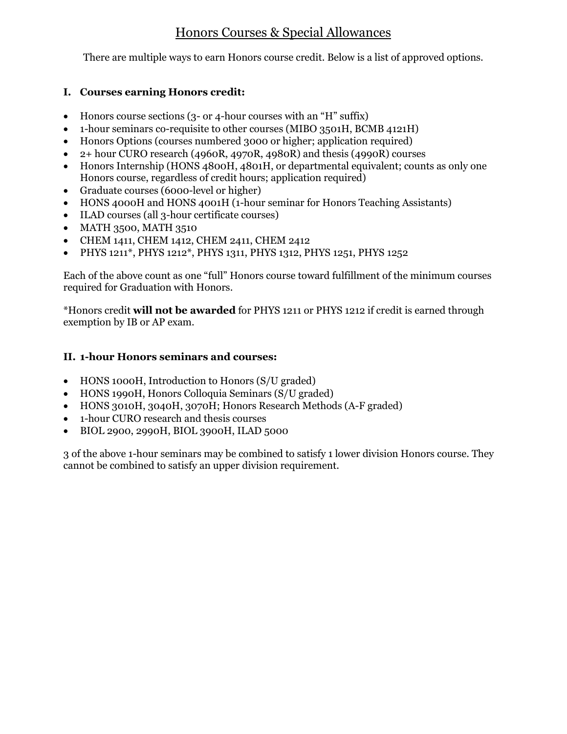# Honors Courses & Special Allowances

There are multiple ways to earn Honors course credit. Below is a list of approved options.

## I. Courses earning Honors credit:

- Honors course sections (3- or 4-hour courses with an "H" suffix)
- 1-hour seminars co-requisite to other courses (MIBO 3501H, BCMB 4121H)
- Honors Options (courses numbered 3000 or higher; application required)
- 2+ hour CURO research (4960R, 4970R, 4980R) and thesis (4990R) courses
- Honors Internship (HONS 4800H, 4801H, or departmental equivalent; counts as only one Honors course, regardless of credit hours; application required)
- Graduate courses (6000-level or higher)
- HONS 4000H and HONS 4001H (1-hour seminar for Honors Teaching Assistants)
- ILAD courses (all 3-hour certificate courses)
- MATH 3500, MATH 3510
- CHEM 1411, CHEM 1412, CHEM 2411, CHEM 2412
- PHYS 1211*, PHYS 1212*, PHYS 1311, PHYS 1312, PHYS 1251, PHYS 1252

Each of the above count as one "full" Honors course toward fulfillment of the minimum courses required for Graduation with Honors.

*Honors credit **will not be awarded** for PHYS 1211 or PHYS 1212 if credit is earned through exemption by IB or AP exam.

## II. 1-hour Honors seminars and courses:

- HONS 1000H, Introduction to Honors (S/U graded)
- HONS 1990H, Honors Colloquia Seminars (S/U graded)
- HONS 3010H, 3040H, 3070H; Honors Research Methods (A-F graded)
- 1-hour CURO research and thesis courses
- BIOL 2900, 2990H, BIOL 3900H, ILAD 5000

3 of the above 1-hour seminars may be combined to satisfy 1 lower division Honors course. They cannot be combined to satisfy an upper division requirement.